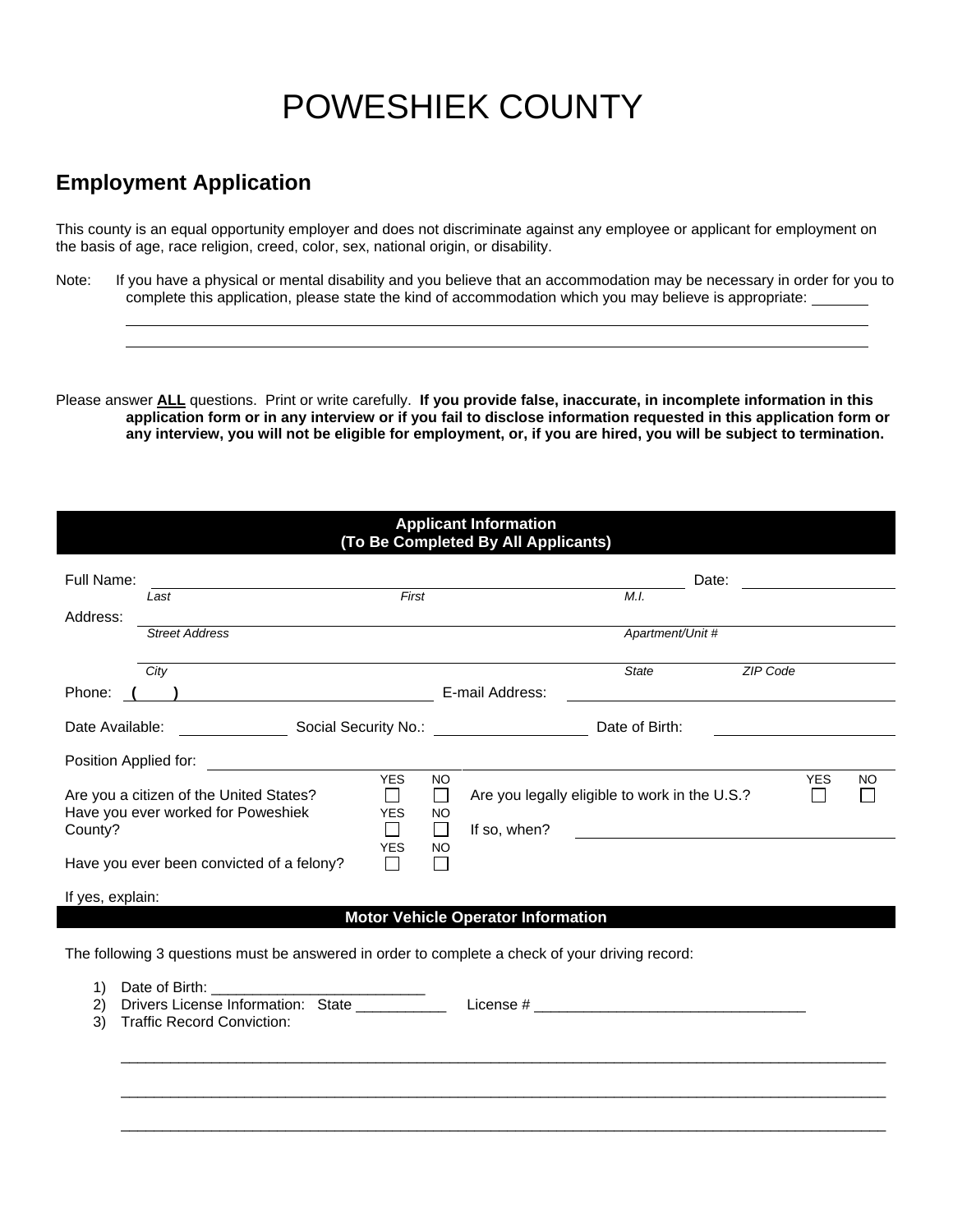# POWESHIEK COUNTY

## Employment Application

This county is an equal opportunity employer and does not discriminate against any employee or applicant for employment on the basis of age, race religion, creed, color, sex, national origin, or disability.

Note: If you have a physical or mental disability and you believe that an accommodation may be necessary in order for you to complete this application, please state the kind of accommodation which you may believe is appropriate: _______

_______________________________________________________________________________

_______________________________________________________________________________

Please answer **ALL** questions. Print or write carefully. **If you provide false, inaccurate, in incomplete information in this application form or in any interview or if you fail to disclose information requested in this application form or any interview, you will not be eligible for employment, or, if you are hired, you will be subject to termination.**

**Applicant Information**
**(To Be Completed By All Applicants)**

Full Name: ______________________________________________ Date: ______________

*Last* *First* *M.I.*

Address: ______________________________________________________________

*Street Address* *Apartment/Unit #*

______________________________________________________________

*City* *State* *ZIP Code*

Phone: ( ) ____________________ E-mail Address: ____________________

Date Available: __________ Social Security No.: ______________ Date of Birth: ______________

Position Applied for: ______________________________________________

| | YES | NO | | YES | NO |
|---|---|---|---|---|---|
| Are you a citizen of the United States? | ☐ | ☐ | Are you legally eligible to work in the U.S.? | ☐ | ☐ |
| Have you ever worked for Poweshiek County? | ☐ | ☐ | If so, when? ____________________ | | |
| Have you ever been convicted of a felony? | ☐ | ☐ | | | |

If yes, explain:

**Motor Vehicle Operator Information**

The following 3 questions must be answered in order to complete a check of your driving record:

1) Date of Birth: __________________________
2) Drivers License Information: State ___________ License # _________________________________
3) Traffic Record Conviction:

___________________________________________________________________________________

___________________________________________________________________________________

___________________________________________________________________________________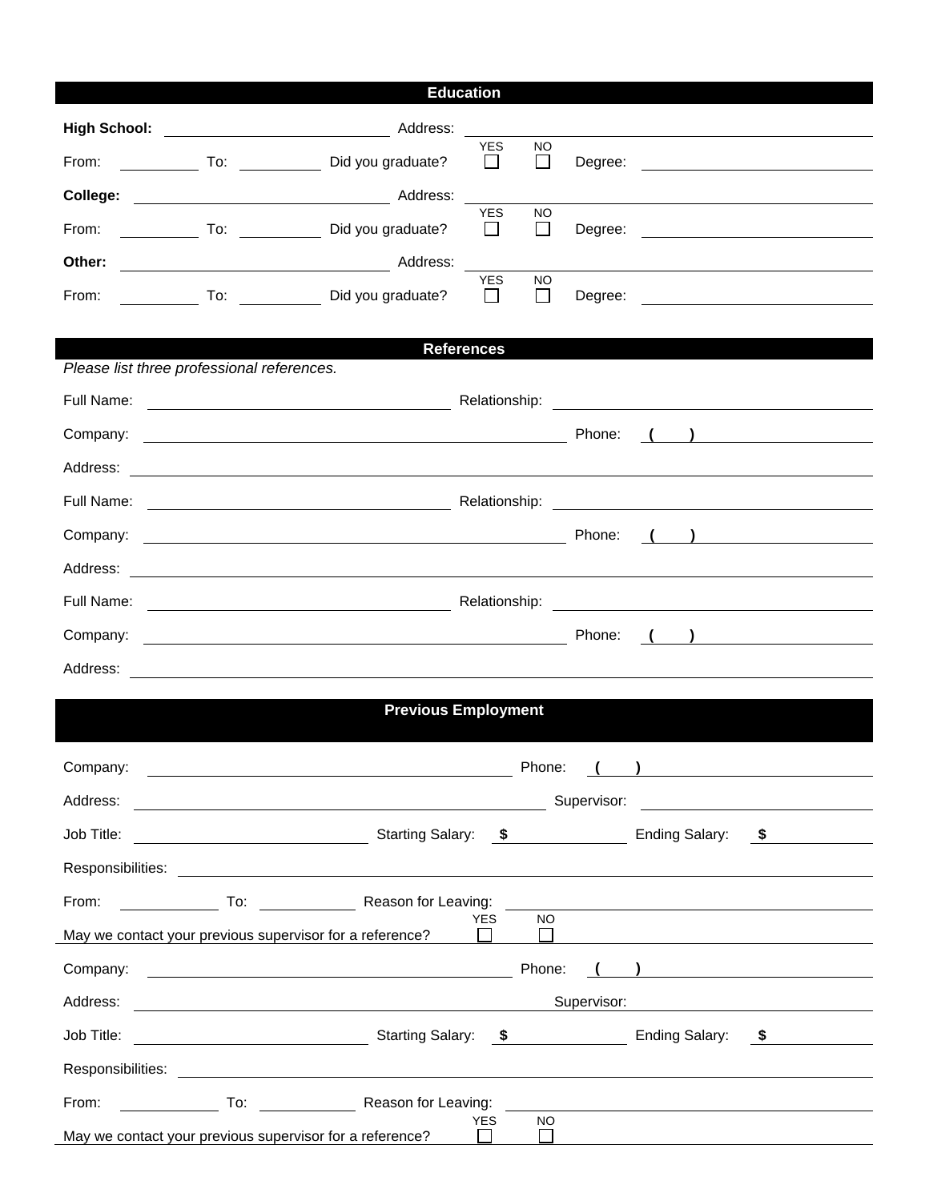## Education

**High School:** ______________________ Address: ______________________

From: __________ To: __________ Did you graduate? YES ☐ NO ☐ Degree: ______________________

**College:** ______________________ Address: ______________________

From: __________ To: __________ Did you graduate? YES ☐ NO ☐ Degree: ______________________

**Other:** ______________________ Address: ______________________

From: __________ To: __________ Did you graduate? YES ☐ NO ☐ Degree: ______________________

## References

*Please list three professional references.*

Full Name: ______________________ Relationship: ______________________

Company: ______________________ Phone: **(      )** ______________________

Address: ______________________

Full Name: ______________________ Relationship: ______________________

Company: ______________________ Phone: **(      )** ______________________

Address: ______________________

Full Name: ______________________ Relationship: ______________________

Company: ______________________ Phone: **(      )** ______________________

Address: ______________________

## Previous Employment

Company: ______________________ Phone: **(      )** ______________________

Address: ______________________ Supervisor: ______________________

Job Title: ______________________ Starting Salary: **$** __________ Ending Salary: **$** __________

Responsibilities: ______________________

From: __________ To: __________ Reason for Leaving: ______________________

May we contact your previous supervisor for a reference? YES ☐ NO ☐

Company: ______________________ Phone: **(      )** ______________________

Address: ______________________ Supervisor: ______________________

Job Title: ______________________ Starting Salary: **$** __________ Ending Salary: **$** __________

Responsibilities: ______________________

From: __________ To: __________ Reason for Leaving: ______________________

May we contact your previous supervisor for a reference? YES ☐ NO ☐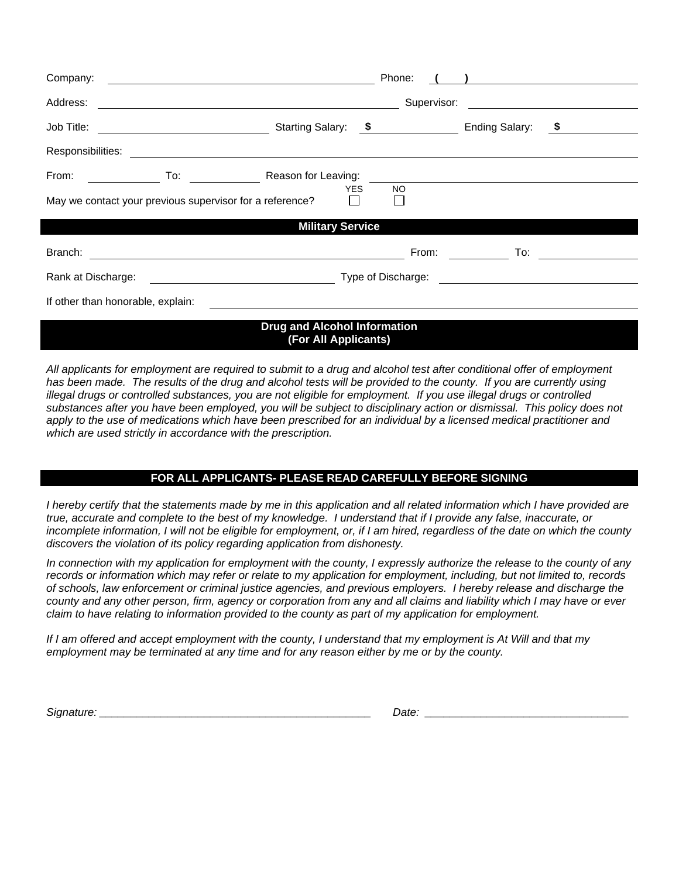Company: ______________________ Phone: ( ) ______________________

Address: ______________________ Supervisor: ______________________

Job Title: ______________ Starting Salary: $ __________ Ending Salary: $ __________

Responsibilities: ______________________________________________

From: __________ To: __________ Reason for Leaving: ______________________

May we contact your previous supervisor for a reference? YES ☐ NO ☐

## Military Service

Branch: ______________________ From: __________ To: __________

Rank at Discharge: ______________ Type of Discharge: ______________

If other than honorable, explain: ______________________________

## Drug and Alcohol Information
## (For All Applicants)

*All applicants for employment are required to submit to a drug and alcohol test after conditional offer of employment has been made. The results of the drug and alcohol tests will be provided to the county. If you are currently using illegal drugs or controlled substances, you are not eligible for employment. If you use illegal drugs or controlled substances after you have been employed, you will be subject to disciplinary action or dismissal. This policy does not apply to the use of medications which have been prescribed for an individual by a licensed medical practitioner and which are used strictly in accordance with the prescription.*

## FOR ALL APPLICANTS- PLEASE READ CAREFULLY BEFORE SIGNING

*I hereby certify that the statements made by me in this application and all related information which I have provided are true, accurate and complete to the best of my knowledge. I understand that if I provide any false, inaccurate, or incomplete information, I will not be eligible for employment, or, if I am hired, regardless of the date on which the county discovers the violation of its policy regarding application from dishonesty.*

*In connection with my application for employment with the county, I expressly authorize the release to the county of any records or information which may refer or relate to my application for employment, including, but not limited to, records of schools, law enforcement or criminal justice agencies, and previous employers. I hereby release and discharge the county and any other person, firm, agency or corporation from any and all claims and liability which I may have or ever claim to have relating to information provided to the county as part of my application for employment.*

*If I am offered and accept employment with the county, I understand that my employment is At Will and that my employment may be terminated at any time and for any reason either by me or by the county.*

*Signature:* ______________________________ *Date:* ______________________